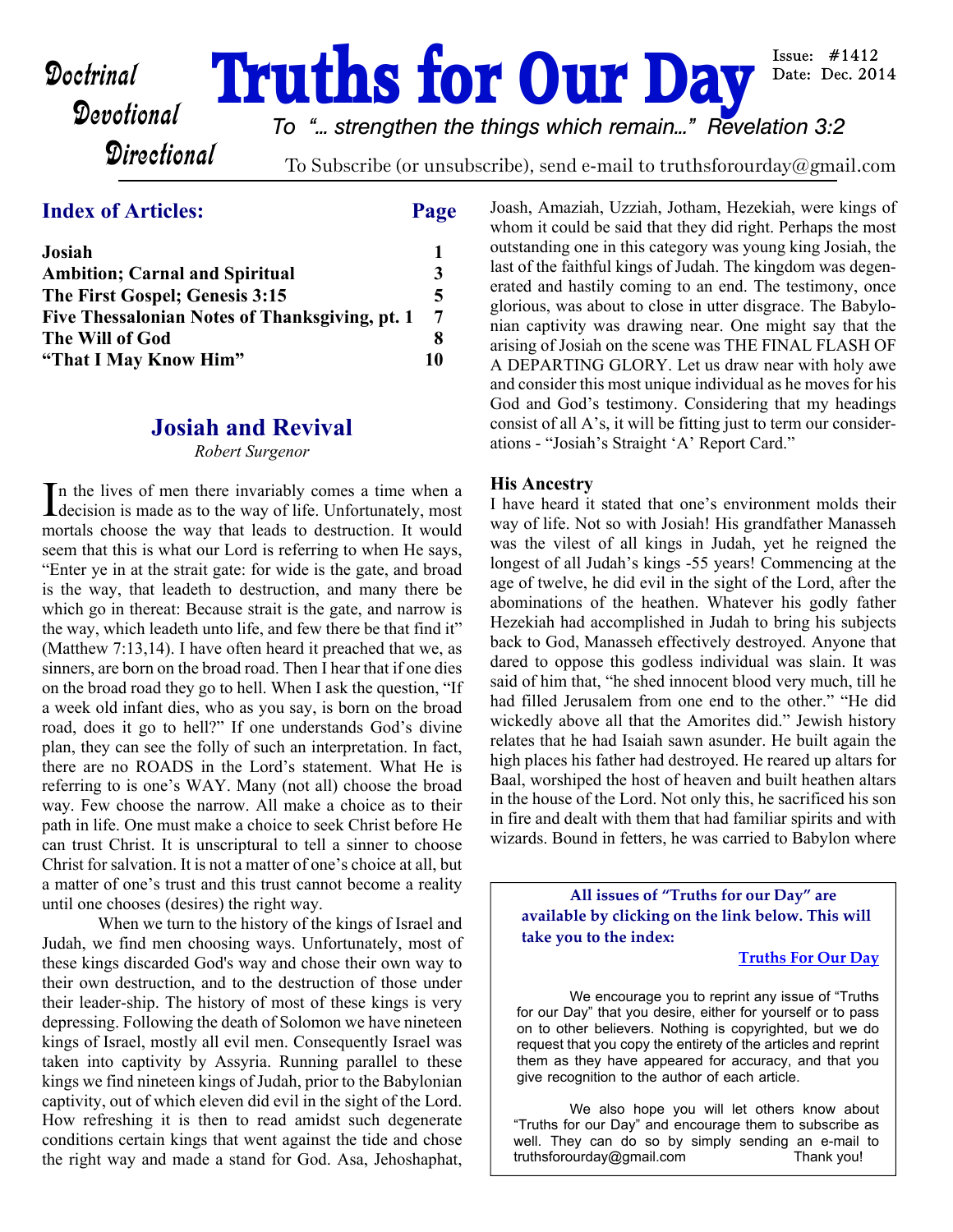Doctrinal
Devotional
Directional

# Truths for Our Day

Issue: #1412
Date: Dec. 2014

*To "... strengthen the things which remain..." Revelation 3:2*

To Subscribe (or unsubscribe), send e-mail to truthsforourday@gmail.com

## Index of Articles:

| Article | Page |
|---|---|
| **Josiah** | **1** |
| **Ambition; Carnal and Spiritual** | **3** |
| **The First Gospel; Genesis 3:15** | **5** |
| **Five Thessalonian Notes of Thanksgiving, pt. 1** | **7** |
| **The Will of God** | **8** |
| **"That I May Know Him"** | **10** |

## Josiah and Revival

*Robert Surgenor*

In the lives of men there invariably comes a time when a decision is made as to the way of life. Unfortunately, most mortals choose the way that leads to destruction. It would seem that this is what our Lord is referring to when He says, "Enter ye in at the strait gate: for wide is the gate, and broad is the way, that leadeth to destruction, and many there be which go in thereat: Because strait is the gate, and narrow is the way, which leadeth unto life, and few there be that find it" (Matthew 7:13,14). I have often heard it preached that we, as sinners, are born on the broad road. Then I hear that if one dies on the broad road they go to hell. When I ask the question, "If a week old infant dies, who as you say, is born on the broad road, does it go to hell?" If one understands God's divine plan, they can see the folly of such an interpretation. In fact, there are no ROADS in the Lord's statement. What He is referring to is one's WAY. Many (not all) choose the broad way. Few choose the narrow. All make a choice as to their path in life. One must make a choice to seek Christ before He can trust Christ. It is unscriptural to tell a sinner to choose Christ for salvation. It is not a matter of one's choice at all, but a matter of one's trust and this trust cannot become a reality until one chooses (desires) the right way.

When we turn to the history of the kings of Israel and Judah, we find men choosing ways. Unfortunately, most of these kings discarded God's way and chose their own way to their own destruction, and to the destruction of those under their leader-ship. The history of most of these kings is very depressing. Following the death of Solomon we have nineteen kings of Israel, mostly all evil men. Consequently Israel was taken into captivity by Assyria. Running parallel to these kings we find nineteen kings of Judah, prior to the Babylonian captivity, out of which eleven did evil in the sight of the Lord. How refreshing it is then to read amidst such degenerate conditions certain kings that went against the tide and chose the right way and made a stand for God. Asa, Jehoshaphat, Joash, Amaziah, Uzziah, Jotham, Hezekiah, were kings of whom it could be said that they did right. Perhaps the most outstanding one in this category was young king Josiah, the last of the faithful kings of Judah. The kingdom was degenerated and hastily coming to an end. The testimony, once glorious, was about to close in utter disgrace. The Babylonian captivity was drawing near. One might say that the arising of Josiah on the scene was THE FINAL FLASH OF A DEPARTING GLORY. Let us draw near with holy awe and consider this most unique individual as he moves for his God and God's testimony. Considering that my headings consist of all A's, it will be fitting just to term our considerations - "Josiah's Straight 'A' Report Card."

### His Ancestry

I have heard it stated that one's environment molds their way of life. Not so with Josiah! His grandfather Manasseh was the vilest of all kings in Judah, yet he reigned the longest of all Judah's kings -55 years! Commencing at the age of twelve, he did evil in the sight of the Lord, after the abominations of the heathen. Whatever his godly father Hezekiah had accomplished in Judah to bring his subjects back to God, Manasseh effectively destroyed. Anyone that dared to oppose this godless individual was slain. It was said of him that, "he shed innocent blood very much, till he had filled Jerusalem from one end to the other." "He did wickedly above all that the Amorites did." Jewish history relates that he had Isaiah sawn asunder. He built again the high places his father had destroyed. He reared up altars for Baal, worshiped the host of heaven and built heathen altars in the house of the Lord. Not only this, he sacrificed his son in fire and dealt with them that had familiar spirits and with wizards. Bound in fetters, he was carried to Babylon where

**All issues of "Truths for our Day" are available by clicking on the link below. This will take you to the index:**

**[Truths For Our Day]**

We encourage you to reprint any issue of "Truths for our Day" that you desire, either for yourself or to pass on to other believers. Nothing is copyrighted, but we do request that you copy the entirety of the articles and reprint them as they have appeared for accuracy, and that you give recognition to the author of each article.

We also hope you will let others know about "Truths for our Day" and encourage them to subscribe as well. They can do so by simply sending an e-mail to truthsforourday@gmail.com Thank you!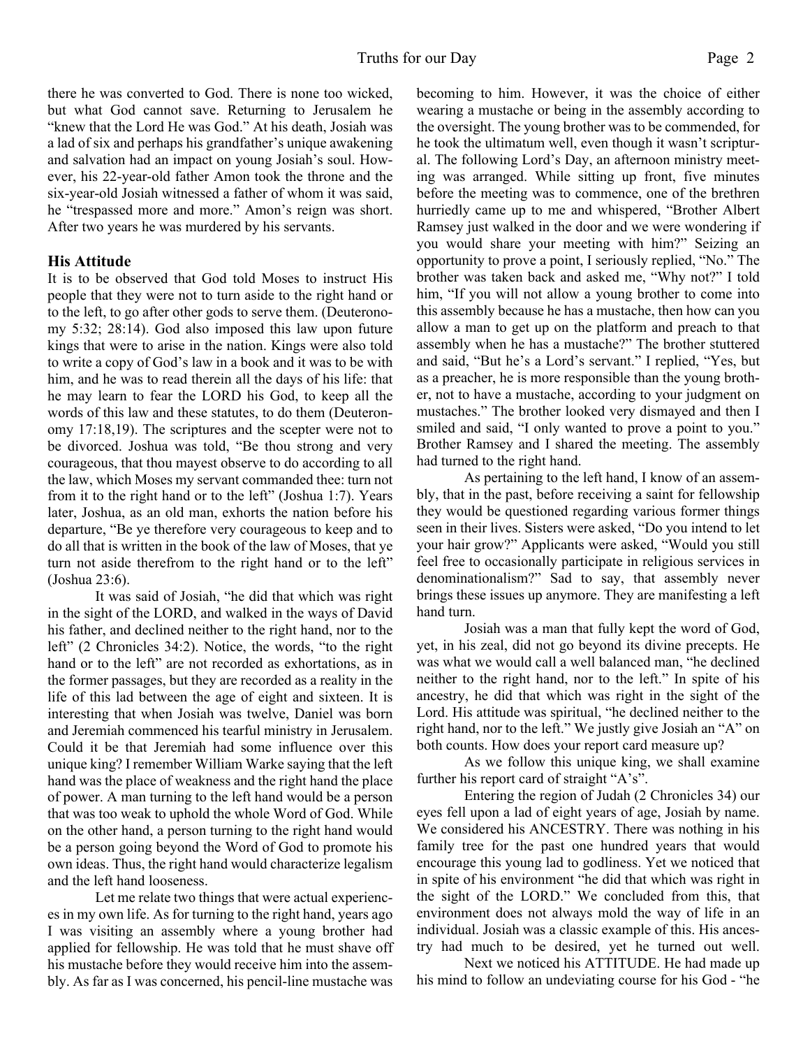there he was converted to God. There is none too wicked, but what God cannot save. Returning to Jerusalem he "knew that the Lord He was God." At his death, Josiah was a lad of six and perhaps his grandfather's unique awakening and salvation had an impact on young Josiah's soul. However, his 22-year-old father Amon took the throne and the six-year-old Josiah witnessed a father of whom it was said, he "trespassed more and more." Amon's reign was short. After two years he was murdered by his servants.

### His Attitude

It is to be observed that God told Moses to instruct His people that they were not to turn aside to the right hand or to the left, to go after other gods to serve them. (Deuteronomy 5:32; 28:14). God also imposed this law upon future kings that were to arise in the nation. Kings were also told to write a copy of God's law in a book and it was to be with him, and he was to read therein all the days of his life: that he may learn to fear the LORD his God, to keep all the words of this law and these statutes, to do them (Deuteronomy 17:18,19). The scriptures and the scepter were not to be divorced. Joshua was told, "Be thou strong and very courageous, that thou mayest observe to do according to all the law, which Moses my servant commanded thee: turn not from it to the right hand or to the left" (Joshua 1:7). Years later, Joshua, as an old man, exhorts the nation before his departure, "Be ye therefore very courageous to keep and to do all that is written in the book of the law of Moses, that ye turn not aside therefrom to the right hand or to the left" (Joshua 23:6).

It was said of Josiah, "he did that which was right in the sight of the LORD, and walked in the ways of David his father, and declined neither to the right hand, nor to the left" (2 Chronicles 34:2). Notice, the words, "to the right hand or to the left" are not recorded as exhortations, as in the former passages, but they are recorded as a reality in the life of this lad between the age of eight and sixteen. It is interesting that when Josiah was twelve, Daniel was born and Jeremiah commenced his tearful ministry in Jerusalem. Could it be that Jeremiah had some influence over this unique king? I remember William Warke saying that the left hand was the place of weakness and the right hand the place of power. A man turning to the left hand would be a person that was too weak to uphold the whole Word of God. While on the other hand, a person turning to the right hand would be a person going beyond the Word of God to promote his own ideas. Thus, the right hand would characterize legalism and the left hand looseness.

Let me relate two things that were actual experiences in my own life. As for turning to the right hand, years ago I was visiting an assembly where a young brother had applied for fellowship. He was told that he must shave off his mustache before they would receive him into the assembly. As far as I was concerned, his pencil-line mustache was becoming to him. However, it was the choice of either wearing a mustache or being in the assembly according to the oversight. The young brother was to be commended, for he took the ultimatum well, even though it wasn't scriptural. The following Lord's Day, an afternoon ministry meeting was arranged. While sitting up front, five minutes before the meeting was to commence, one of the brethren hurriedly came up to me and whispered, "Brother Albert Ramsey just walked in the door and we were wondering if you would share your meeting with him?" Seizing an opportunity to prove a point, I seriously replied, "No." The brother was taken back and asked me, "Why not?" I told him, "If you will not allow a young brother to come into this assembly because he has a mustache, then how can you allow a man to get up on the platform and preach to that assembly when he has a mustache?" The brother stuttered and said, "But he's a Lord's servant." I replied, "Yes, but as a preacher, he is more responsible than the young brother, not to have a mustache, according to your judgment on mustaches." The brother looked very dismayed and then I smiled and said, "I only wanted to prove a point to you." Brother Ramsey and I shared the meeting. The assembly had turned to the right hand.

As pertaining to the left hand, I know of an assembly, that in the past, before receiving a saint for fellowship they would be questioned regarding various former things seen in their lives. Sisters were asked, "Do you intend to let your hair grow?" Applicants were asked, "Would you still feel free to occasionally participate in religious services in denominationalism?" Sad to say, that assembly never brings these issues up anymore. They are manifesting a left hand turn.

Josiah was a man that fully kept the word of God, yet, in his zeal, did not go beyond its divine precepts. He was what we would call a well balanced man, "he declined neither to the right hand, nor to the left." In spite of his ancestry, he did that which was right in the sight of the Lord. His attitude was spiritual, "he declined neither to the right hand, nor to the left." We justly give Josiah an "A" on both counts. How does your report card measure up?

As we follow this unique king, we shall examine further his report card of straight "A's".

Entering the region of Judah (2 Chronicles 34) our eyes fell upon a lad of eight years of age, Josiah by name. We considered his ANCESTRY. There was nothing in his family tree for the past one hundred years that would encourage this young lad to godliness. Yet we noticed that in spite of his environment "he did that which was right in the sight of the LORD." We concluded from this, that environment does not always mold the way of life in an individual. Josiah was a classic example of this. His ancestry had much to be desired, yet he turned out well.

Next we noticed his ATTITUDE. He had made up his mind to follow an undeviating course for his God - "he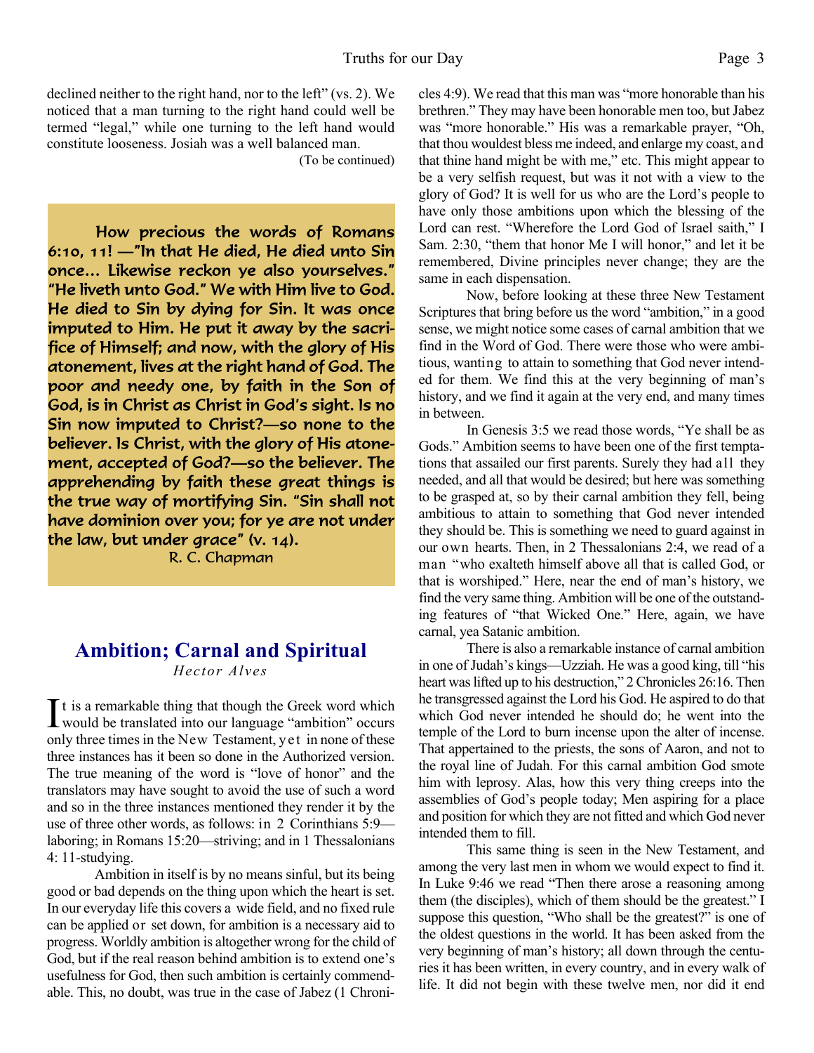declined neither to the right hand, nor to the left" (vs. 2). We noticed that a man turning to the right hand could well be termed "legal," while one turning to the left hand would constitute looseness. Josiah was a well balanced man.

(To be continued)

**How precious the words of Romans 6:10, 11! —"In that He died, He died unto Sin once... Likewise reckon ye also yourselves." "He liveth unto God." We with Him live to God. He died to Sin by dying for Sin. It was once imputed to Him. He put it away by the sacrifice of Himself; and now, with the glory of His atonement, lives at the right hand of God. The poor and needy one, by faith in the Son of God, is in Christ as Christ in God's sight. Is no Sin now imputed to Christ?—so none to the believer. Is Christ, with the glory of His atonement, accepted of God?—so the believer. The apprehending by faith these great things is the true way of mortifying Sin. "Sin shall not have dominion over you; for ye are not under the law, but under grace" (v. 14).**

R. C. Chapman

## Ambition; Carnal and Spiritual

*Hector Alves*

It is a remarkable thing that though the Greek word which would be translated into our language "ambition" occurs only three times in the New Testament, yet in none of these three instances has it been so done in the Authorized version. The true meaning of the word is "love of honor" and the translators may have sought to avoid the use of such a word and so in the three instances mentioned they render it by the use of three other words, as follows: in 2 Corinthians 5:9—laboring; in Romans 15:20—striving; and in 1 Thessalonians 4: 11-studying.

Ambition in itself is by no means sinful, but its being good or bad depends on the thing upon which the heart is set. In our everyday life this covers a wide field, and no fixed rule can be applied or set down, for ambition is a necessary aid to progress. Worldly ambition is altogether wrong for the child of God, but if the real reason behind ambition is to extend one's usefulness for God, then such ambition is certainly commendable. This, no doubt, was true in the case of Jabez (1 Chronicles 4:9). We read that this man was "more honorable than his brethren." They may have been honorable men too, but Jabez was "more honorable." His was a remarkable prayer, "Oh, that thou wouldest bless me indeed, and enlarge my coast, and that thine hand might be with me," etc. This might appear to be a very selfish request, but was it not with a view to the glory of God? It is well for us who are the Lord's people to have only those ambitions upon which the blessing of the Lord can rest. "Wherefore the Lord God of Israel saith," I Sam. 2:30, "them that honor Me I will honor," and let it be remembered, Divine principles never change; they are the same in each dispensation.

Now, before looking at these three New Testament Scriptures that bring before us the word "ambition," in a good sense, we might notice some cases of carnal ambition that we find in the Word of God. There were those who were ambitious, wanting to attain to something that God never intended for them. We find this at the very beginning of man's history, and we find it again at the very end, and many times in between.

In Genesis 3:5 we read those words, "Ye shall be as Gods." Ambition seems to have been one of the first temptations that assailed our first parents. Surely they had all they needed, and all that would be desired; but here was something to be grasped at, so by their carnal ambition they fell, being ambitious to attain to something that God never intended they should be. This is something we need to guard against in our own hearts. Then, in 2 Thessalonians 2:4, we read of a man "who exalteth himself above all that is called God, or that is worshiped." Here, near the end of man's history, we find the very same thing. Ambition will be one of the outstanding features of "that Wicked One." Here, again, we have carnal, yea Satanic ambition.

There is also a remarkable instance of carnal ambition in one of Judah's kings—Uzziah. He was a good king, till "his heart was lifted up to his destruction," 2 Chronicles 26:16. Then he transgressed against the Lord his God. He aspired to do that which God never intended he should do; he went into the temple of the Lord to burn incense upon the alter of incense. That appertained to the priests, the sons of Aaron, and not to the royal line of Judah. For this carnal ambition God smote him with leprosy. Alas, how this very thing creeps into the assemblies of God's people today; Men aspiring for a place and position for which they are not fitted and which God never intended them to fill.

This same thing is seen in the New Testament, and among the very last men in whom we would expect to find it. In Luke 9:46 we read "Then there arose a reasoning among them (the disciples), which of them should be the greatest." I suppose this question, "Who shall be the greatest?" is one of the oldest questions in the world. It has been asked from the very beginning of man's history; all down through the centuries it has been written, in every country, and in every walk of life. It did not begin with these twelve men, nor did it end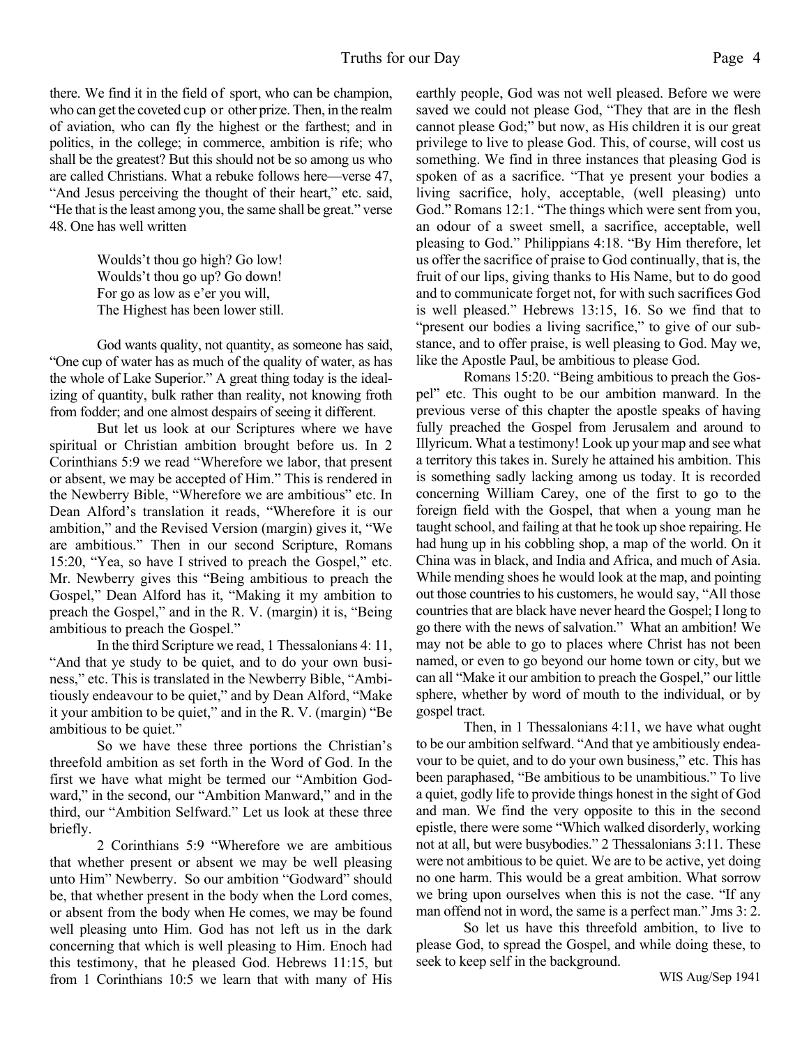there. We find it in the field of sport, who can be champion, who can get the coveted cup or other prize. Then, in the realm of aviation, who can fly the highest or the farthest; and in politics, in the college; in commerce, ambition is rife; who shall be the greatest? But this should not be so among us who are called Christians. What a rebuke follows here—verse 47, "And Jesus perceiving the thought of their heart," etc. said, "He that is the least among you, the same shall be great." verse 48. One has well written

> Woulds't thou go high? Go low!
> Woulds't thou go up? Go down!
> For go as low as e'er you will,
> The Highest has been lower still.

God wants quality, not quantity, as someone has said, "One cup of water has as much of the quality of water, as has the whole of Lake Superior." A great thing today is the idealizing of quantity, bulk rather than reality, not knowing froth from fodder; and one almost despairs of seeing it different.

But let us look at our Scriptures where we have spiritual or Christian ambition brought before us. In 2 Corinthians 5:9 we read "Wherefore we labor, that present or absent, we may be accepted of Him." This is rendered in the Newberry Bible, "Wherefore we are ambitious" etc. In Dean Alford's translation it reads, "Wherefore it is our ambition," and the Revised Version (margin) gives it, "We are ambitious." Then in our second Scripture, Romans 15:20, "Yea, so have I strived to preach the Gospel," etc. Mr. Newberry gives this "Being ambitious to preach the Gospel," Dean Alford has it, "Making it my ambition to preach the Gospel," and in the R. V. (margin) it is, "Being ambitious to preach the Gospel."

In the third Scripture we read, 1 Thessalonians 4: 11, "And that ye study to be quiet, and to do your own business," etc. This is translated in the Newberry Bible, "Ambitiously endeavour to be quiet," and by Dean Alford, "Make it your ambition to be quiet," and in the R. V. (margin) "Be ambitious to be quiet."

So we have these three portions the Christian's threefold ambition as set forth in the Word of God. In the first we have what might be termed our "Ambition Godward," in the second, our "Ambition Manward," and in the third, our "Ambition Selfward." Let us look at these three briefly.

2 Corinthians 5:9 "Wherefore we are ambitious that whether present or absent we may be well pleasing unto Him" Newberry. So our ambition "Godward" should be, that whether present in the body when the Lord comes, or absent from the body when He comes, we may be found well pleasing unto Him. God has not left us in the dark concerning that which is well pleasing to Him. Enoch had this testimony, that he pleased God. Hebrews 11:15, but from 1 Corinthians 10:5 we learn that with many of His earthly people, God was not well pleased. Before we were saved we could not please God, "They that are in the flesh cannot please God;" but now, as His children it is our great privilege to live to please God. This, of course, will cost us something. We find in three instances that pleasing God is spoken of as a sacrifice. "That ye present your bodies a living sacrifice, holy, acceptable, (well pleasing) unto God." Romans 12:1. "The things which were sent from you, an odour of a sweet smell, a sacrifice, acceptable, well pleasing to God." Philippians 4:18. "By Him therefore, let us offer the sacrifice of praise to God continually, that is, the fruit of our lips, giving thanks to His Name, but to do good and to communicate forget not, for with such sacrifices God is well pleased." Hebrews 13:15, 16. So we find that to "present our bodies a living sacrifice," to give of our substance, and to offer praise, is well pleasing to God. May we, like the Apostle Paul, be ambitious to please God.

Romans 15:20. "Being ambitious to preach the Gospel" etc. This ought to be our ambition manward. In the previous verse of this chapter the apostle speaks of having fully preached the Gospel from Jerusalem and around to Illyricum. What a testimony! Look up your map and see what a territory this takes in. Surely he attained his ambition. This is something sadly lacking among us today. It is recorded concerning William Carey, one of the first to go to the foreign field with the Gospel, that when a young man he taught school, and failing at that he took up shoe repairing. He had hung up in his cobbling shop, a map of the world. On it China was in black, and India and Africa, and much of Asia. While mending shoes he would look at the map, and pointing out those countries to his customers, he would say, "All those countries that are black have never heard the Gospel; I long to go there with the news of salvation." What an ambition! We may not be able to go to places where Christ has not been named, or even to go beyond our home town or city, but we can all "Make it our ambition to preach the Gospel," our little sphere, whether by word of mouth to the individual, or by gospel tract.

Then, in 1 Thessalonians 4:11, we have what ought to be our ambition selfward. "And that ye ambitiously endeavour to be quiet, and to do your own business," etc. This has been paraphased, "Be ambitious to be unambitious." To live a quiet, godly life to provide things honest in the sight of God and man. We find the very opposite to this in the second epistle, there were some "Which walked disorderly, working not at all, but were busybodies." 2 Thessalonians 3:11. These were not ambitious to be quiet. We are to be active, yet doing no one harm. This would be a great ambition. What sorrow we bring upon ourselves when this is not the case. "If any man offend not in word, the same is a perfect man." Jms 3: 2.

So let us have this threefold ambition, to live to please God, to spread the Gospel, and while doing these, to seek to keep self in the background.

WIS Aug/Sep 1941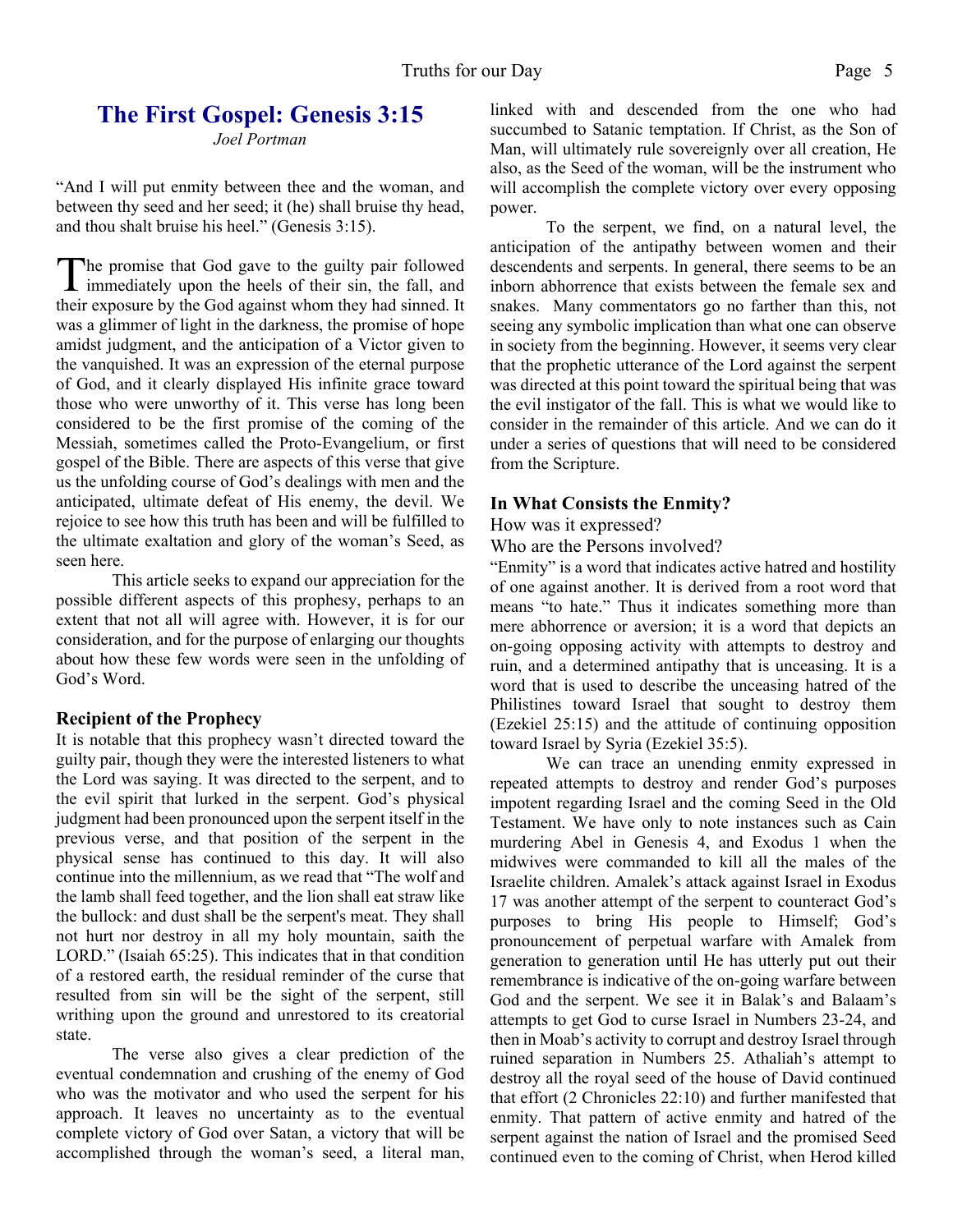# The First Gospel: Genesis 3:15

*Joel Portman*

"And I will put enmity between thee and the woman, and between thy seed and her seed; it (he) shall bruise thy head, and thou shalt bruise his heel." (Genesis 3:15).

The promise that God gave to the guilty pair followed immediately upon the heels of their sin, the fall, and their exposure by the God against whom they had sinned. It was a glimmer of light in the darkness, the promise of hope amidst judgment, and the anticipation of a Victor given to the vanquished. It was an expression of the eternal purpose of God, and it clearly displayed His infinite grace toward those who were unworthy of it. This verse has long been considered to be the first promise of the coming of the Messiah, sometimes called the Proto-Evangelium, or first gospel of the Bible. There are aspects of this verse that give us the unfolding course of God's dealings with men and the anticipated, ultimate defeat of His enemy, the devil. We rejoice to see how this truth has been and will be fulfilled to the ultimate exaltation and glory of the woman's Seed, as seen here.

This article seeks to expand our appreciation for the possible different aspects of this prophesy, perhaps to an extent that not all will agree with. However, it is for our consideration, and for the purpose of enlarging our thoughts about how these few words were seen in the unfolding of God's Word.

### Recipient of the Prophecy

It is notable that this prophecy wasn't directed toward the guilty pair, though they were the interested listeners to what the Lord was saying. It was directed to the serpent, and to the evil spirit that lurked in the serpent. God's physical judgment had been pronounced upon the serpent itself in the previous verse, and that position of the serpent in the physical sense has continued to this day. It will also continue into the millennium, as we read that "The wolf and the lamb shall feed together, and the lion shall eat straw like the bullock: and dust shall be the serpent's meat. They shall not hurt nor destroy in all my holy mountain, saith the LORD." (Isaiah 65:25). This indicates that in that condition of a restored earth, the residual reminder of the curse that resulted from sin will be the sight of the serpent, still writhing upon the ground and unrestored to its creatorial state.

The verse also gives a clear prediction of the eventual condemnation and crushing of the enemy of God who was the motivator and who used the serpent for his approach. It leaves no uncertainty as to the eventual complete victory of God over Satan, a victory that will be accomplished through the woman's seed, a literal man, linked with and descended from the one who had succumbed to Satanic temptation. If Christ, as the Son of Man, will ultimately rule sovereignly over all creation, He also, as the Seed of the woman, will be the instrument who will accomplish the complete victory over every opposing power.

To the serpent, we find, on a natural level, the anticipation of the antipathy between women and their descendents and serpents. In general, there seems to be an inborn abhorrence that exists between the female sex and snakes. Many commentators go no farther than this, not seeing any symbolic implication than what one can observe in society from the beginning. However, it seems very clear that the prophetic utterance of the Lord against the serpent was directed at this point toward the spiritual being that was the evil instigator of the fall. This is what we would like to consider in the remainder of this article. And we can do it under a series of questions that will need to be considered from the Scripture.

### In What Consists the Enmity?

How was it expressed?

Who are the Persons involved?

"Enmity" is a word that indicates active hatred and hostility of one against another. It is derived from a root word that means "to hate." Thus it indicates something more than mere abhorrence or aversion; it is a word that depicts an on-going opposing activity with attempts to destroy and ruin, and a determined antipathy that is unceasing. It is a word that is used to describe the unceasing hatred of the Philistines toward Israel that sought to destroy them (Ezekiel 25:15) and the attitude of continuing opposition toward Israel by Syria (Ezekiel 35:5).

We can trace an unending enmity expressed in repeated attempts to destroy and render God's purposes impotent regarding Israel and the coming Seed in the Old Testament. We have only to note instances such as Cain murdering Abel in Genesis 4, and Exodus 1 when the midwives were commanded to kill all the males of the Israelite children. Amalek's attack against Israel in Exodus 17 was another attempt of the serpent to counteract God's purposes to bring His people to Himself; God's pronouncement of perpetual warfare with Amalek from generation to generation until He has utterly put out their remembrance is indicative of the on-going warfare between God and the serpent. We see it in Balak's and Balaam's attempts to get God to curse Israel in Numbers 23-24, and then in Moab's activity to corrupt and destroy Israel through ruined separation in Numbers 25. Athaliah's attempt to destroy all the royal seed of the house of David continued that effort (2 Chronicles 22:10) and further manifested that enmity. That pattern of active enmity and hatred of the serpent against the nation of Israel and the promised Seed continued even to the coming of Christ, when Herod killed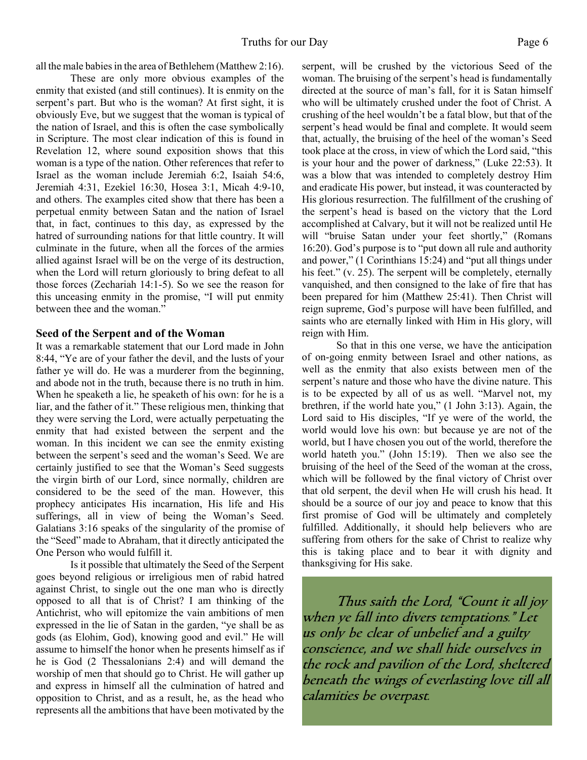all the male babies in the area of Bethlehem (Matthew 2:16).

These are only more obvious examples of the enmity that existed (and still continues). It is enmity on the serpent's part. But who is the woman? At first sight, it is obviously Eve, but we suggest that the woman is typical of the nation of Israel, and this is often the case symbolically in Scripture. The most clear indication of this is found in Revelation 12, where sound exposition shows that this woman is a type of the nation. Other references that refer to Israel as the woman include Jeremiah 6:2, Isaiah 54:6, Jeremiah 4:31, Ezekiel 16:30, Hosea 3:1, Micah 4:9-10, and others. The examples cited show that there has been a perpetual enmity between Satan and the nation of Israel that, in fact, continues to this day, as expressed by the hatred of surrounding nations for that little country. It will culminate in the future, when all the forces of the armies allied against Israel will be on the verge of its destruction, when the Lord will return gloriously to bring defeat to all those forces (Zechariah 14:1-5). So we see the reason for this unceasing enmity in the promise, "I will put enmity between thee and the woman."

### Seed of the Serpent and of the Woman

It was a remarkable statement that our Lord made in John 8:44, "Ye are of your father the devil, and the lusts of your father ye will do. He was a murderer from the beginning, and abode not in the truth, because there is no truth in him. When he speaketh a lie, he speaketh of his own: for he is a liar, and the father of it." These religious men, thinking that they were serving the Lord, were actually perpetuating the enmity that had existed between the serpent and the woman. In this incident we can see the enmity existing between the serpent's seed and the woman's Seed. We are certainly justified to see that the Woman's Seed suggests the virgin birth of our Lord, since normally, children are considered to be the seed of the man. However, this prophecy anticipates His incarnation, His life and His sufferings, all in view of being the Woman's Seed. Galatians 3:16 speaks of the singularity of the promise of the "Seed" made to Abraham, that it directly anticipated the One Person who would fulfill it.

Is it possible that ultimately the Seed of the Serpent goes beyond religious or irreligious men of rabid hatred against Christ, to single out the one man who is directly opposed to all that is of Christ? I am thinking of the Antichrist, who will epitomize the vain ambitions of men expressed in the lie of Satan in the garden, "ye shall be as gods (as Elohim, God), knowing good and evil." He will assume to himself the honor when he presents himself as if he is God (2 Thessalonians 2:4) and will demand the worship of men that should go to Christ. He will gather up and express in himself all the culmination of hatred and opposition to Christ, and as a result, he, as the head who represents all the ambitions that have been motivated by the serpent, will be crushed by the victorious Seed of the woman. The bruising of the serpent's head is fundamentally directed at the source of man's fall, for it is Satan himself who will be ultimately crushed under the foot of Christ. A crushing of the heel wouldn't be a fatal blow, but that of the serpent's head would be final and complete. It would seem that, actually, the bruising of the heel of the woman's Seed took place at the cross, in view of which the Lord said, "this is your hour and the power of darkness," (Luke 22:53). It was a blow that was intended to completely destroy Him and eradicate His power, but instead, it was counteracted by His glorious resurrection. The fulfillment of the crushing of the serpent's head is based on the victory that the Lord accomplished at Calvary, but it will not be realized until He will "bruise Satan under your feet shortly," (Romans 16:20). God's purpose is to "put down all rule and authority and power," (1 Corinthians 15:24) and "put all things under his feet." (v. 25). The serpent will be completely, eternally vanquished, and then consigned to the lake of fire that has been prepared for him (Matthew 25:41). Then Christ will reign supreme, God's purpose will have been fulfilled, and saints who are eternally linked with Him in His glory, will reign with Him.

So that in this one verse, we have the anticipation of on-going enmity between Israel and other nations, as well as the enmity that also exists between men of the serpent's nature and those who have the divine nature. This is to be expected by all of us as well. "Marvel not, my brethren, if the world hate you," (1 John 3:13). Again, the Lord said to His disciples, "If ye were of the world, the world would love his own: but because ye are not of the world, but I have chosen you out of the world, therefore the world hateth you." (John 15:19). Then we also see the bruising of the heel of the Seed of the woman at the cross, which will be followed by the final victory of Christ over that old serpent, the devil when He will crush his head. It should be a source of our joy and peace to know that this first promise of God will be ultimately and completely fulfilled. Additionally, it should help believers who are suffering from others for the sake of Christ to realize why this is taking place and to bear it with dignity and thanksgiving for His sake.

*Thus saith the Lord, "Count it all joy when ye fall into divers temptations." Let us only be clear of unbelief and a guilty conscience, and we shall hide ourselves in the rock and pavilion of the Lord, sheltered beneath the wings of everlasting love till all calamities be overpast.*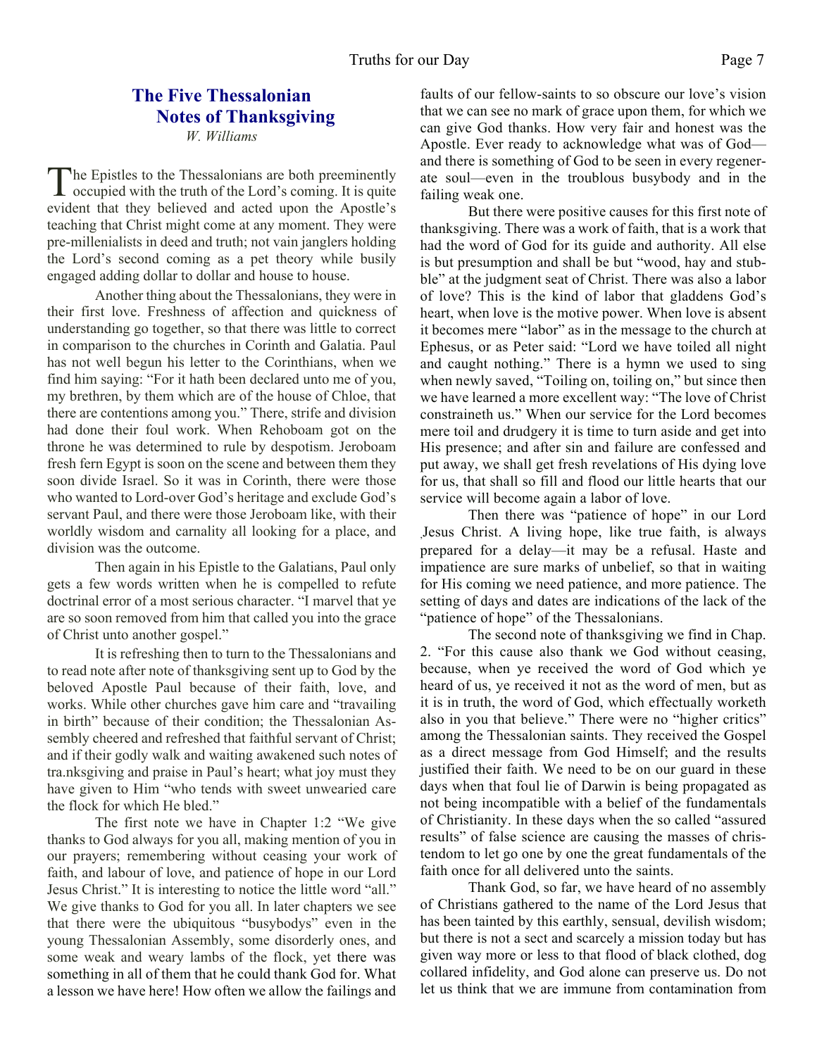## The Five Thessalonian Notes of Thanksgiving

*W. Williams*

The Epistles to the Thessalonians are both preeminently occupied with the truth of the Lord's coming. It is quite evident that they believed and acted upon the Apostle's teaching that Christ might come at any moment. They were pre-millenialists in deed and truth; not vain janglers holding the Lord's second coming as a pet theory while busily engaged adding dollar to dollar and house to house.

Another thing about the Thessalonians, they were in their first love. Freshness of affection and quickness of understanding go together, so that there was little to correct in comparison to the churches in Corinth and Galatia. Paul has not well begun his letter to the Corinthians, when we find him saying: "For it hath been declared unto me of you, my brethren, by them which are of the house of Chloe, that there are contentions among you." There, strife and division had done their foul work. When Rehoboam got on the throne he was determined to rule by despotism. Jeroboam fresh fern Egypt is soon on the scene and between them they soon divide Israel. So it was in Corinth, there were those who wanted to Lord-over God's heritage and exclude God's servant Paul, and there were those Jeroboam like, with their worldly wisdom and carnality all looking for a place, and division was the outcome.

Then again in his Epistle to the Galatians, Paul only gets a few words written when he is compelled to refute doctrinal error of a most serious character. "I marvel that ye are so soon removed from him that called you into the grace of Christ unto another gospel."

It is refreshing then to turn to the Thessalonians and to read note after note of thanksgiving sent up to God by the beloved Apostle Paul because of their faith, love, and works. While other churches gave him care and "travailing in birth" because of their condition; the Thessalonian Assembly cheered and refreshed that faithful servant of Christ; and if their godly walk and waiting awakened such notes of tra.nksgiving and praise in Paul's heart; what joy must they have given to Him "who tends with sweet unwearied care the flock for which He bled."

The first note we have in Chapter 1:2 "We give thanks to God always for you all, making mention of you in our prayers; remembering without ceasing your work of faith, and labour of love, and patience of hope in our Lord Jesus Christ." It is interesting to notice the little word "all." We give thanks to God for you all. In later chapters we see that there were the ubiquitous "busybodys" even in the young Thessalonian Assembly, some disorderly ones, and some weak and weary lambs of the flock, yet there was something in all of them that he could thank God for. What a lesson we have here! How often we allow the failings and faults of our fellow-saints to so obscure our love's vision that we can see no mark of grace upon them, for which we can give God thanks. How very fair and honest was the Apostle. Ever ready to acknowledge what was of God—and there is something of God to be seen in every regenerate soul—even in the troublous busybody and in the failing weak one.

But there were positive causes for this first note of thanksgiving. There was a work of faith, that is a work that had the word of God for its guide and authority. All else is but presumption and shall be but "wood, hay and stubble" at the judgment seat of Christ. There was also a labor of love? This is the kind of labor that gladdens God's heart, when love is the motive power. When love is absent it becomes mere "labor" as in the message to the church at Ephesus, or as Peter said: "Lord we have toiled all night and caught nothing." There is a hymn we used to sing when newly saved, "Toiling on, toiling on," but since then we have learned a more excellent way: "The love of Christ constraineth us." When our service for the Lord becomes mere toil and drudgery it is time to turn aside and get into His presence; and after sin and failure are confessed and put away, we shall get fresh revelations of His dying love for us, that shall so fill and flood our little hearts that our service will become again a labor of love.

Then there was "patience of hope" in our Lord Jesus Christ. A living hope, like true faith, is always prepared for a delay—it may be a refusal. Haste and impatience are sure marks of unbelief, so that in waiting for His coming we need patience, and more patience. The setting of days and dates are indications of the lack of the "patience of hope" of the Thessalonians.

The second note of thanksgiving we find in Chap. 2. "For this cause also thank we God without ceasing, because, when ye received the word of God which ye heard of us, ye received it not as the word of men, but as it is in truth, the word of God, which effectually worketh also in you that believe." There were no "higher critics" among the Thessalonian saints. They received the Gospel as a direct message from God Himself; and the results justified their faith. We need to be on our guard in these days when that foul lie of Darwin is being propagated as not being incompatible with a belief of the fundamentals of Christianity. In these days when the so called "assured results" of false science are causing the masses of christendom to let go one by one the great fundamentals of the faith once for all delivered unto the saints.

Thank God, so far, we have heard of no assembly of Christians gathered to the name of the Lord Jesus that has been tainted by this earthly, sensual, devilish wisdom; but there is not a sect and scarcely a mission today but has given way more or less to that flood of black clothed, dog collared infidelity, and God alone can preserve us. Do not let us think that we are immune from contamination from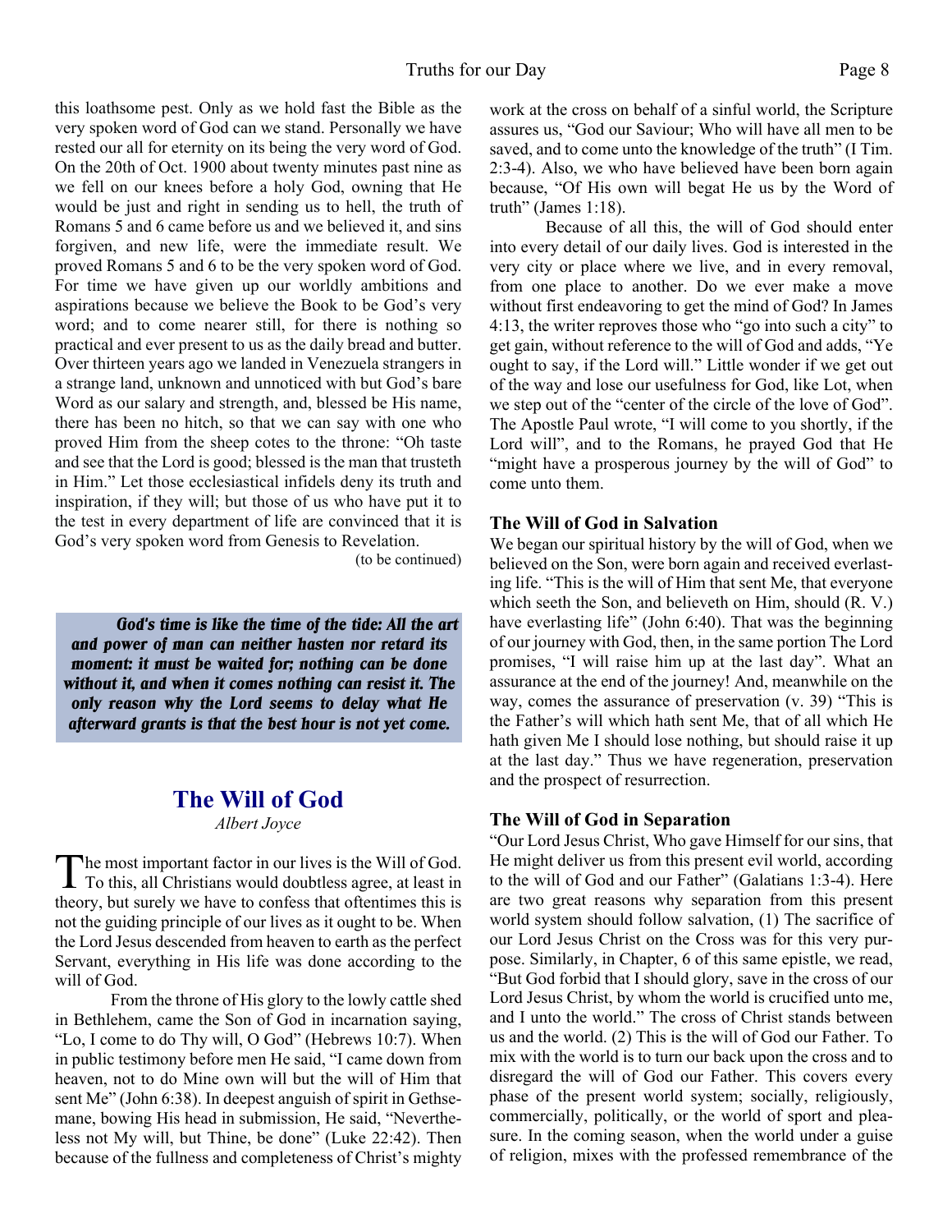this loathsome pest. Only as we hold fast the Bible as the very spoken word of God can we stand. Personally we have rested our all for eternity on its being the very word of God. On the 20th of Oct. 1900 about twenty minutes past nine as we fell on our knees before a holy God, owning that He would be just and right in sending us to hell, the truth of Romans 5 and 6 came before us and we believed it, and sins forgiven, and new life, were the immediate result. We proved Romans 5 and 6 to be the very spoken word of God. For time we have given up our worldly ambitions and aspirations because we believe the Book to be God's very word; and to come nearer still, for there is nothing so practical and ever present to us as the daily bread and butter. Over thirteen years ago we landed in Venezuela strangers in a strange land, unknown and unnoticed with but God's bare Word as our salary and strength, and, blessed be His name, there has been no hitch, so that we can say with one who proved Him from the sheep cotes to the throne: "Oh taste and see that the Lord is good; blessed is the man that trusteth in Him." Let those ecclesiastical infidels deny its truth and inspiration, if they will; but those of us who have put it to the test in every department of life are convinced that it is God's very spoken word from Genesis to Revelation.

(to be continued)

***God's time is like the time of the tide: All the art and power of man can neither hasten nor retard its moment: it must be waited for; nothing can be done without it, and when it comes nothing can resist it. The only reason why the Lord seems to delay what He afterward grants is that the best hour is not yet come.***

## The Will of God

*Albert Joyce*

The most important factor in our lives is the Will of God. To this, all Christians would doubtless agree, at least in theory, but surely we have to confess that oftentimes this is not the guiding principle of our lives as it ought to be. When the Lord Jesus descended from heaven to earth as the perfect Servant, everything in His life was done according to the will of God.

From the throne of His glory to the lowly cattle shed in Bethlehem, came the Son of God in incarnation saying, "Lo, I come to do Thy will, O God" (Hebrews 10:7). When in public testimony before men He said, "I came down from heaven, not to do Mine own will but the will of Him that sent Me" (John 6:38). In deepest anguish of spirit in Gethsemane, bowing His head in submission, He said, "Nevertheless not My will, but Thine, be done" (Luke 22:42). Then because of the fullness and completeness of Christ's mighty work at the cross on behalf of a sinful world, the Scripture assures us, "God our Saviour; Who will have all men to be saved, and to come unto the knowledge of the truth" (I Tim. 2:3-4). Also, we who have believed have been born again because, "Of His own will begat He us by the Word of truth" (James 1:18).

Because of all this, the will of God should enter into every detail of our daily lives. God is interested in the very city or place where we live, and in every removal, from one place to another. Do we ever make a move without first endeavoring to get the mind of God? In James 4:13, the writer reproves those who "go into such a city" to get gain, without reference to the will of God and adds, "Ye ought to say, if the Lord will." Little wonder if we get out of the way and lose our usefulness for God, like Lot, when we step out of the "center of the circle of the love of God". The Apostle Paul wrote, "I will come to you shortly, if the Lord will", and to the Romans, he prayed God that He "might have a prosperous journey by the will of God" to come unto them.

### The Will of God in Salvation

We began our spiritual history by the will of God, when we believed on the Son, were born again and received everlasting life. "This is the will of Him that sent Me, that everyone which seeth the Son, and believeth on Him, should (R. V.) have everlasting life" (John 6:40). That was the beginning of our journey with God, then, in the same portion The Lord promises, "I will raise him up at the last day". What an assurance at the end of the journey! And, meanwhile on the way, comes the assurance of preservation (v. 39) "This is the Father's will which hath sent Me, that of all which He hath given Me I should lose nothing, but should raise it up at the last day." Thus we have regeneration, preservation and the prospect of resurrection.

### The Will of God in Separation

"Our Lord Jesus Christ, Who gave Himself for our sins, that He might deliver us from this present evil world, according to the will of God and our Father" (Galatians 1:3-4). Here are two great reasons why separation from this present world system should follow salvation, (1) The sacrifice of our Lord Jesus Christ on the Cross was for this very purpose. Similarly, in Chapter, 6 of this same epistle, we read, "But God forbid that I should glory, save in the cross of our Lord Jesus Christ, by whom the world is crucified unto me, and I unto the world." The cross of Christ stands between us and the world. (2) This is the will of God our Father. To mix with the world is to turn our back upon the cross and to disregard the will of God our Father. This covers every phase of the present world system; socially, religiously, commercially, politically, or the world of sport and pleasure. In the coming season, when the world under a guise of religion, mixes with the professed remembrance of the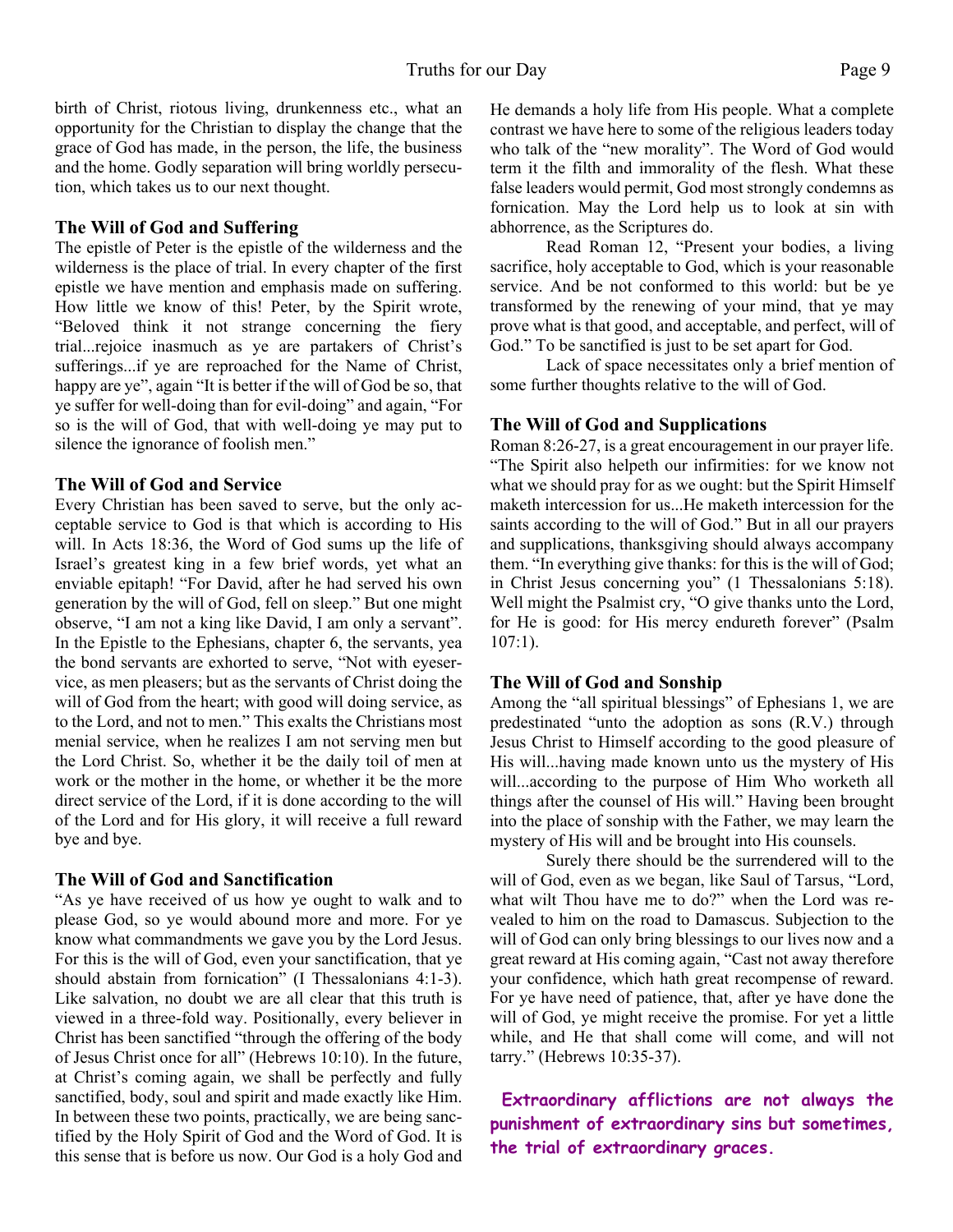birth of Christ, riotous living, drunkenness etc., what an opportunity for the Christian to display the change that the grace of God has made, in the person, the life, the business and the home. Godly separation will bring worldly persecution, which takes us to our next thought.

### The Will of God and Suffering

The epistle of Peter is the epistle of the wilderness and the wilderness is the place of trial. In every chapter of the first epistle we have mention and emphasis made on suffering. How little we know of this! Peter, by the Spirit wrote, "Beloved think it not strange concerning the fiery trial...rejoice inasmuch as ye are partakers of Christ's sufferings...if ye are reproached for the Name of Christ, happy are ye", again "It is better if the will of God be so, that ye suffer for well-doing than for evil-doing" and again, "For so is the will of God, that with well-doing ye may put to silence the ignorance of foolish men."

### The Will of God and Service

Every Christian has been saved to serve, but the only acceptable service to God is that which is according to His will. In Acts 18:36, the Word of God sums up the life of Israel's greatest king in a few brief words, yet what an enviable epitaph! "For David, after he had served his own generation by the will of God, fell on sleep." But one might observe, "I am not a king like David, I am only a servant". In the Epistle to the Ephesians, chapter 6, the servants, yea the bond servants are exhorted to serve, "Not with eyeservice, as men pleasers; but as the servants of Christ doing the will of God from the heart; with good will doing service, as to the Lord, and not to men." This exalts the Christians most menial service, when he realizes I am not serving men but the Lord Christ. So, whether it be the daily toil of men at work or the mother in the home, or whether it be the more direct service of the Lord, if it is done according to the will of the Lord and for His glory, it will receive a full reward bye and bye.

### The Will of God and Sanctification

"As ye have received of us how ye ought to walk and to please God, so ye would abound more and more. For ye know what commandments we gave you by the Lord Jesus. For this is the will of God, even your sanctification, that ye should abstain from fornication" (I Thessalonians 4:1-3). Like salvation, no doubt we are all clear that this truth is viewed in a three-fold way. Positionally, every believer in Christ has been sanctified "through the offering of the body of Jesus Christ once for all" (Hebrews 10:10). In the future, at Christ's coming again, we shall be perfectly and fully sanctified, body, soul and spirit and made exactly like Him. In between these two points, practically, we are being sanctified by the Holy Spirit of God and the Word of God. It is this sense that is before us now. Our God is a holy God and He demands a holy life from His people. What a complete contrast we have here to some of the religious leaders today who talk of the "new morality". The Word of God would term it the filth and immorality of the flesh. What these false leaders would permit, God most strongly condemns as fornication. May the Lord help us to look at sin with abhorrence, as the Scriptures do.

Read Roman 12, "Present your bodies, a living sacrifice, holy acceptable to God, which is your reasonable service. And be not conformed to this world: but be ye transformed by the renewing of your mind, that ye may prove what is that good, and acceptable, and perfect, will of God." To be sanctified is just to be set apart for God.

Lack of space necessitates only a brief mention of some further thoughts relative to the will of God.

### The Will of God and Supplications

Roman 8:26-27, is a great encouragement in our prayer life. "The Spirit also helpeth our infirmities: for we know not what we should pray for as we ought: but the Spirit Himself maketh intercession for us...He maketh intercession for the saints according to the will of God." But in all our prayers and supplications, thanksgiving should always accompany them. "In everything give thanks: for this is the will of God; in Christ Jesus concerning you" (1 Thessalonians 5:18). Well might the Psalmist cry, "O give thanks unto the Lord, for He is good: for His mercy endureth forever" (Psalm 107:1).

### The Will of God and Sonship

Among the "all spiritual blessings" of Ephesians 1, we are predestinated "unto the adoption as sons (R.V.) through Jesus Christ to Himself according to the good pleasure of His will...having made known unto us the mystery of His will...according to the purpose of Him Who worketh all things after the counsel of His will." Having been brought into the place of sonship with the Father, we may learn the mystery of His will and be brought into His counsels.

Surely there should be the surrendered will to the will of God, even as we began, like Saul of Tarsus, "Lord, what wilt Thou have me to do?" when the Lord was revealed to him on the road to Damascus. Subjection to the will of God can only bring blessings to our lives now and a great reward at His coming again, "Cast not away therefore your confidence, which hath great recompense of reward. For ye have need of patience, that, after ye have done the will of God, ye might receive the promise. For yet a little while, and He that shall come will come, and will not tarry." (Hebrews 10:35-37).

**Extraordinary afflictions are not always the punishment of extraordinary sins but sometimes, the trial of extraordinary graces.**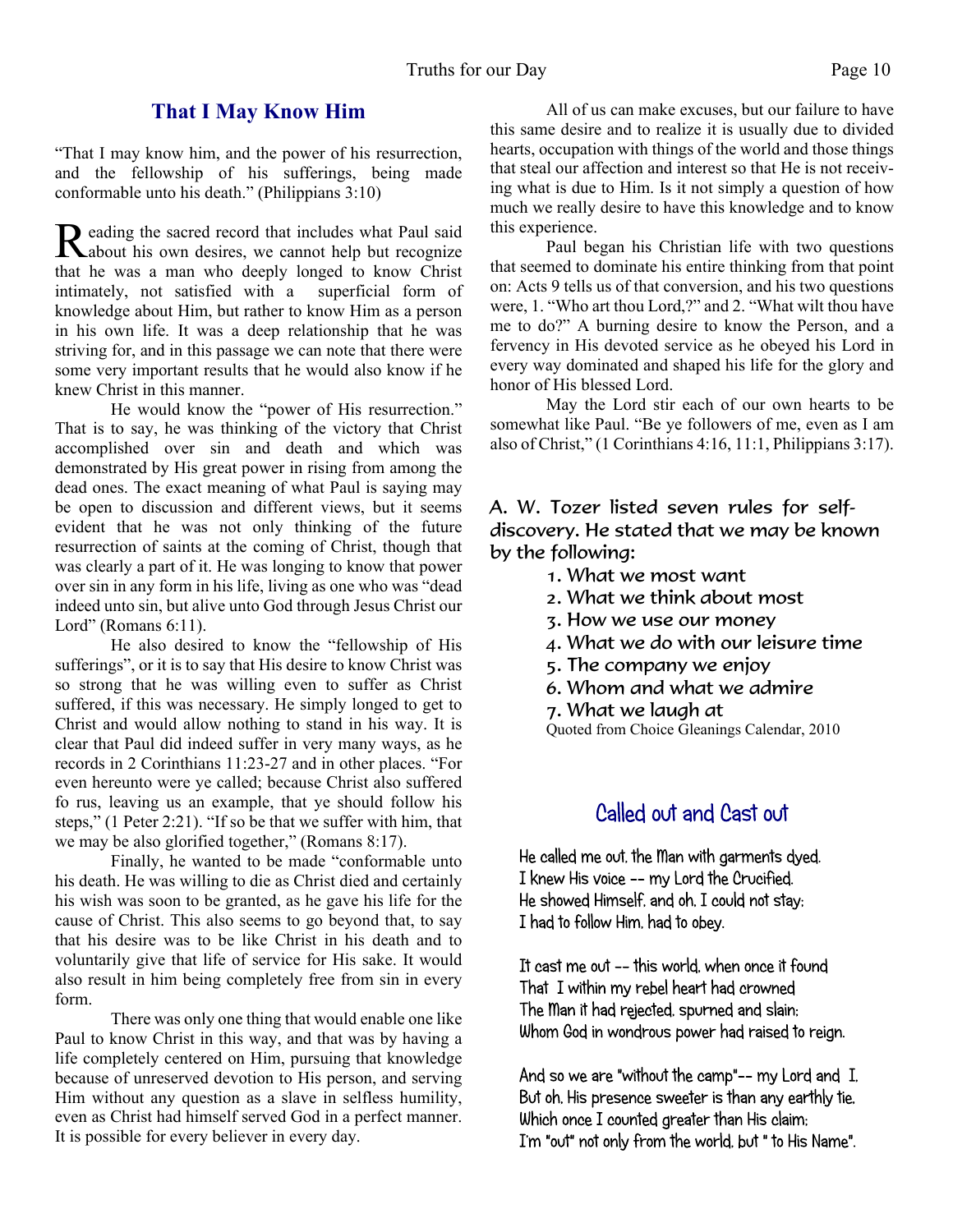## That I May Know Him

"That I may know him, and the power of his resurrection, and the fellowship of his sufferings, being made conformable unto his death." (Philippians 3:10)

Reading the sacred record that includes what Paul said about his own desires, we cannot help but recognize that he was a man who deeply longed to know Christ intimately, not satisfied with a superficial form of knowledge about Him, but rather to know Him as a person in his own life. It was a deep relationship that he was striving for, and in this passage we can note that there were some very important results that he would also know if he knew Christ in this manner.

He would know the "power of His resurrection." That is to say, he was thinking of the victory that Christ accomplished over sin and death and which was demonstrated by His great power in rising from among the dead ones. The exact meaning of what Paul is saying may be open to discussion and different views, but it seems evident that he was not only thinking of the future resurrection of saints at the coming of Christ, though that was clearly a part of it. He was longing to know that power over sin in any form in his life, living as one who was "dead indeed unto sin, but alive unto God through Jesus Christ our Lord" (Romans 6:11).

He also desired to know the "fellowship of His sufferings", or it is to say that His desire to know Christ was so strong that he was willing even to suffer as Christ suffered, if this was necessary. He simply longed to get to Christ and would allow nothing to stand in his way. It is clear that Paul did indeed suffer in very many ways, as he records in 2 Corinthians 11:23-27 and in other places. "For even hereunto were ye called; because Christ also suffered fo rus, leaving us an example, that ye should follow his steps," (1 Peter 2:21). "If so be that we suffer with him, that we may be also glorified together," (Romans 8:17).

Finally, he wanted to be made "conformable unto his death. He was willing to die as Christ died and certainly his wish was soon to be granted, as he gave his life for the cause of Christ. This also seems to go beyond that, to say that his desire was to be like Christ in his death and to voluntarily give that life of service for His sake. It would also result in him being completely free from sin in every form.

There was only one thing that would enable one like Paul to know Christ in this way, and that was by having a life completely centered on Him, pursuing that knowledge because of unreserved devotion to His person, and serving Him without any question as a slave in selfless humility, even as Christ had himself served God in a perfect manner. It is possible for every believer in every day.

All of us can make excuses, but our failure to have this same desire and to realize it is usually due to divided hearts, occupation with things of the world and those things that steal our affection and interest so that He is not receiving what is due to Him. Is it not simply a question of how much we really desire to have this knowledge and to know this experience.

Paul began his Christian life with two questions that seemed to dominate his entire thinking from that point on: Acts 9 tells us of that conversion, and his two questions were, 1. "Who art thou Lord,?" and 2. "What wilt thou have me to do?" A burning desire to know the Person, and a fervency in His devoted service as he obeyed his Lord in every way dominated and shaped his life for the glory and honor of His blessed Lord.

May the Lord stir each of our own hearts to be somewhat like Paul. "Be ye followers of me, even as I am also of Christ," (1 Corinthians 4:16, 11:1, Philippians 3:17).

**A. W. Tozer listed seven rules for self-discovery. He stated that we may be known by the following:**

1. What we most want
2. What we think about most
3. How we use our money
4. What we do with our leisure time
5. The company we enjoy
6. Whom and what we admire
7. What we laugh at

Quoted from Choice Gleanings Calendar, 2010

## Called out and Cast out

He called me out, the Man with garments dyed.
I knew His voice -- my Lord the Crucified.
He showed Himself, and oh, I could not stay;
I had to follow Him, had to obey.

It cast me out -- this world, when once it found
That I within my rebel heart had crowned
The Man it had rejected, spurned and slain;
Whom God in wondrous power had raised to reign.

And so we are "without the camp"-- my Lord and I,
But oh, His presence sweeter is than any earthly tie,
Which once I counted greater than His claim;
I'm "out" not only from the world, but " to His Name".